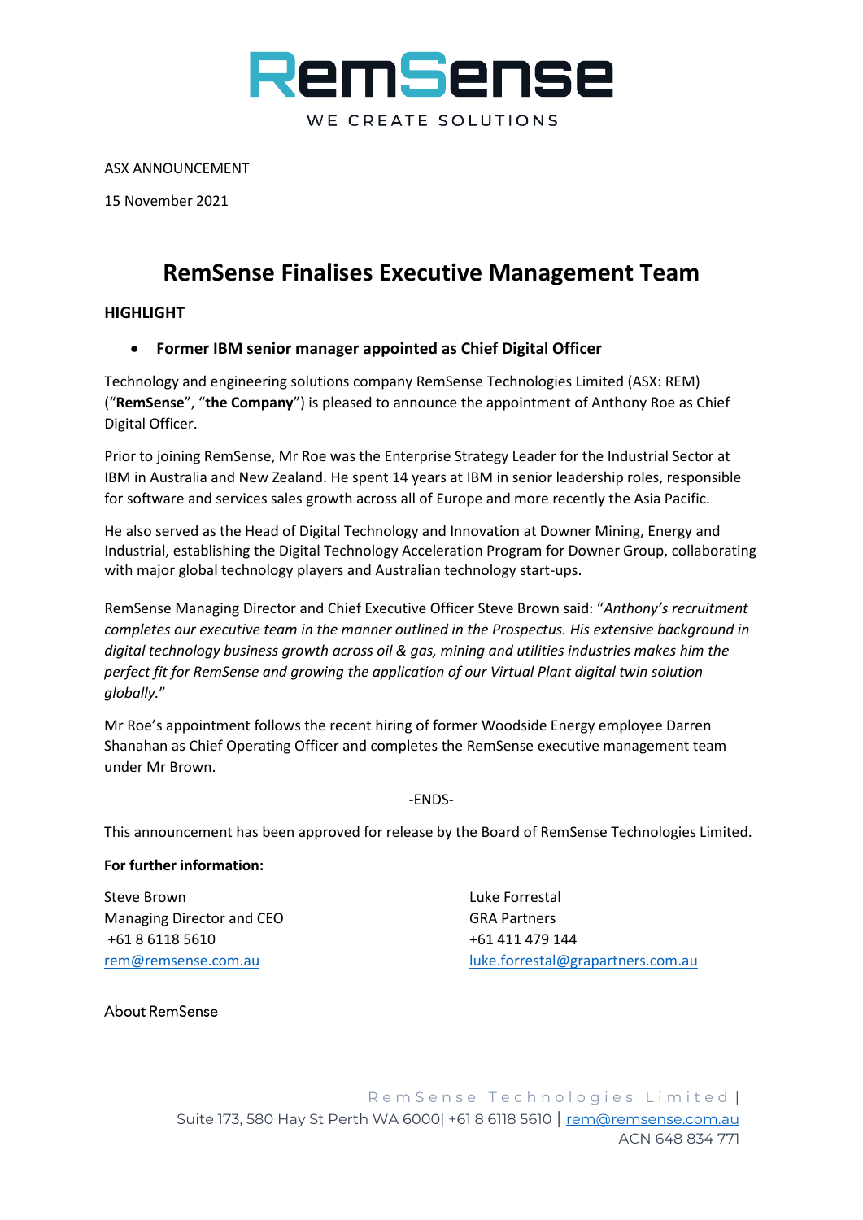# RemSense

WE CREATE SOLUTIONS

ASX ANNOUNCEMENT

15 November 2021

# RemSense Finalises Executive Management Team

**HIGHLIGHT**

- **Former IBM senior manager appointed as Chief Digital Officer**

Technology and engineering solutions company RemSense Technologies Limited (ASX: REM) ("**RemSense**", "**the Company**") is pleased to announce the appointment of Anthony Roe as Chief Digital Officer.

Prior to joining RemSense, Mr Roe was the Enterprise Strategy Leader for the Industrial Sector at IBM in Australia and New Zealand. He spent 14 years at IBM in senior leadership roles, responsible for software and services sales growth across all of Europe and more recently the Asia Pacific.

He also served as the Head of Digital Technology and Innovation at Downer Mining, Energy and Industrial, establishing the Digital Technology Acceleration Program for Downer Group, collaborating with major global technology players and Australian technology start-ups.

RemSense Managing Director and Chief Executive Officer Steve Brown said: "*Anthony's recruitment completes our executive team in the manner outlined in the Prospectus. His extensive background in digital technology business growth across oil & gas, mining and utilities industries makes him the perfect fit for RemSense and growing the application of our Virtual Plant digital twin solution globally.*"

Mr Roe's appointment follows the recent hiring of former Woodside Energy employee Darren Shanahan as Chief Operating Officer and completes the RemSense executive management team under Mr Brown.

-ENDS-

This announcement has been approved for release by the Board of RemSense Technologies Limited.

**For further information:**

Steve Brown
Managing Director and CEO
+61 8 6118 5610
rem@remsense.com.au

Luke Forrestal
GRA Partners
+61 411 479 144
luke.forrestal@grapartners.com.au

About RemSense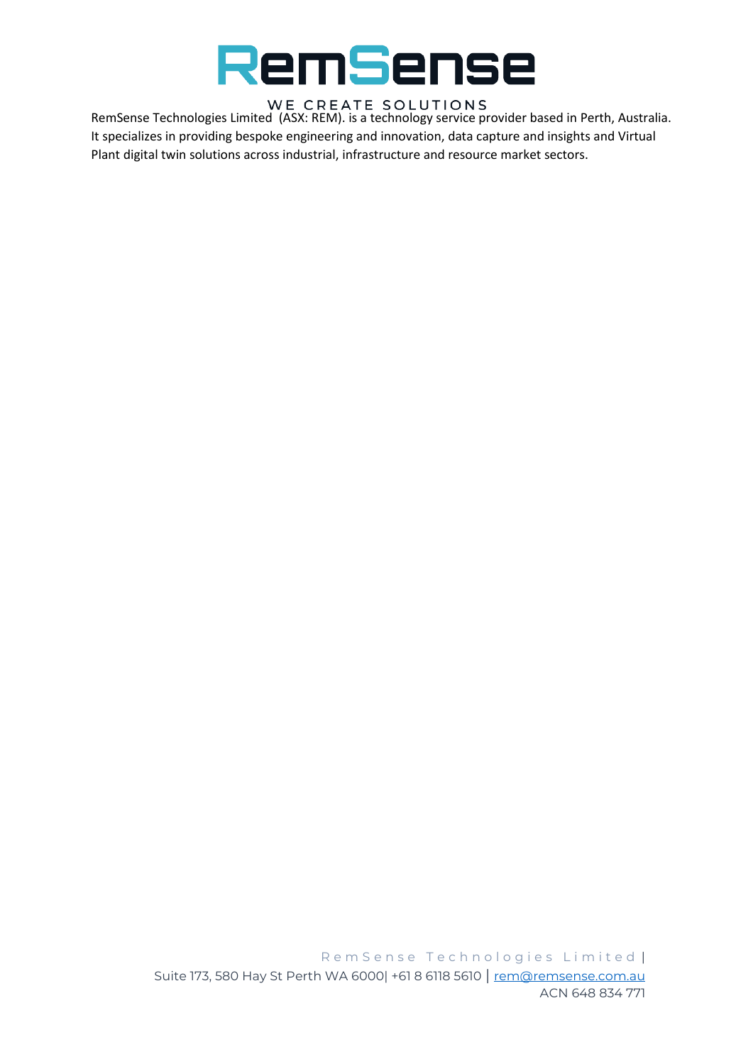RemSense Technologies Limited  (ASX: REM). is a technology service provider based in Perth, Australia. It specializes in providing bespoke engineering and innovation, data capture and insights and Virtual Plant digital twin solutions across industrial, infrastructure and resource market sectors.